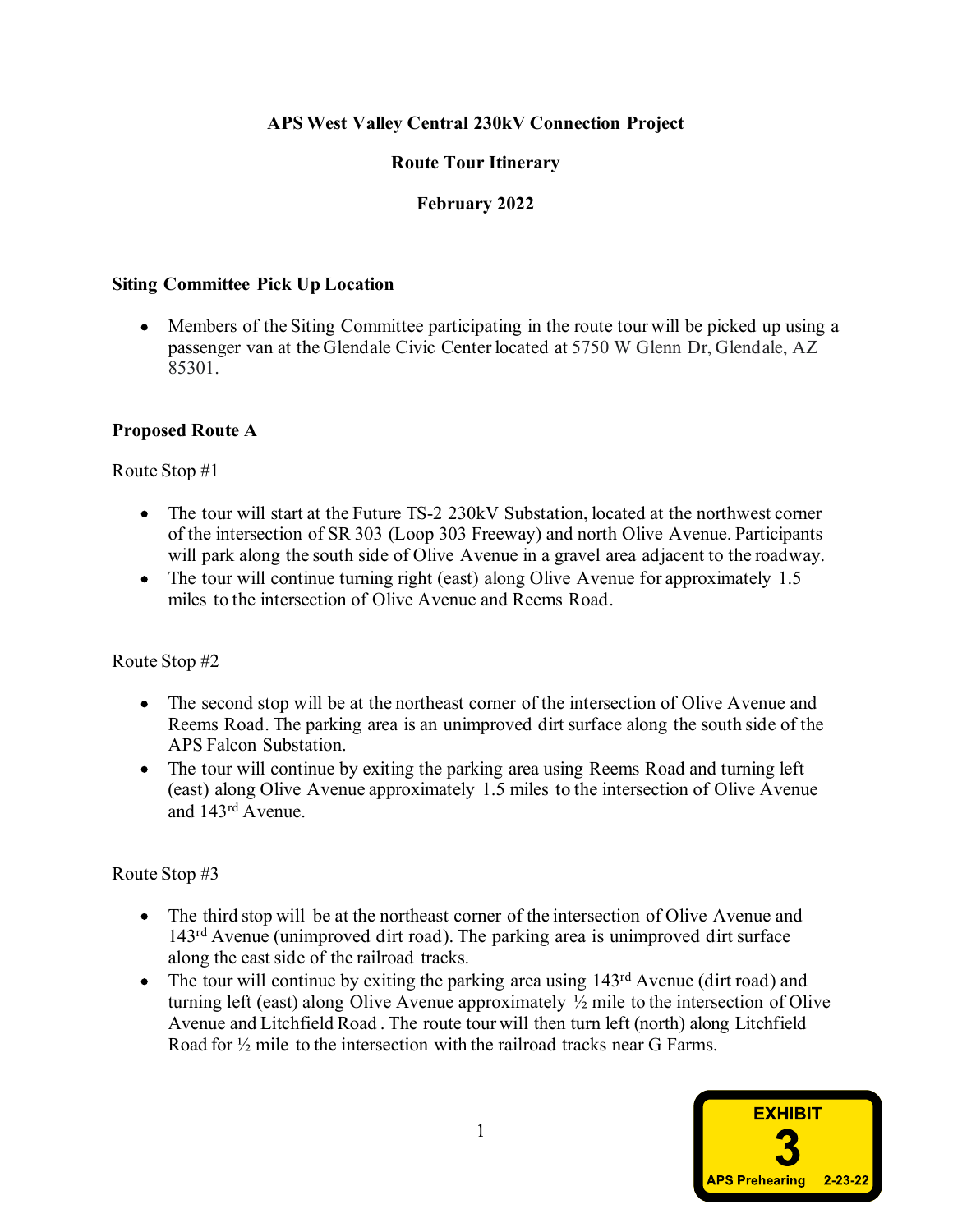# APS West Valley Central 230kV Connection Project

## Route Tour Itinerary

## February 2022

### Siting Committee Pick Up Location

- Members of the Siting Committee participating in the route tour will be picked up using a passenger van at the Glendale Civic Center located at 5750 W Glenn Dr, Glendale, AZ 85301.

### Proposed Route A

Route Stop #1

- The tour will start at the Future TS-2 230kV Substation, located at the northwest corner of the intersection of SR 303 (Loop 303 Freeway) and north Olive Avenue. Participants will park along the south side of Olive Avenue in a gravel area adjacent to the roadway.
- The tour will continue turning right (east) along Olive Avenue for approximately 1.5 miles to the intersection of Olive Avenue and Reems Road.

Route Stop #2

- The second stop will be at the northeast corner of the intersection of Olive Avenue and Reems Road. The parking area is an unimproved dirt surface along the south side of the APS Falcon Substation.
- The tour will continue by exiting the parking area using Reems Road and turning left (east) along Olive Avenue approximately 1.5 miles to the intersection of Olive Avenue and 143rd Avenue.

Route Stop #3

- The third stop will be at the northeast corner of the intersection of Olive Avenue and 143rd Avenue (unimproved dirt road). The parking area is unimproved dirt surface along the east side of the railroad tracks.
- The tour will continue by exiting the parking area using 143rd Avenue (dirt road) and turning left (east) along Olive Avenue approximately ½ mile to the intersection of Olive Avenue and Litchfield Road. The route tour will then turn left (north) along Litchfield Road for ½ mile to the intersection with the railroad tracks near G Farms.

EXHIBIT 3 APS Prehearing 2-23-22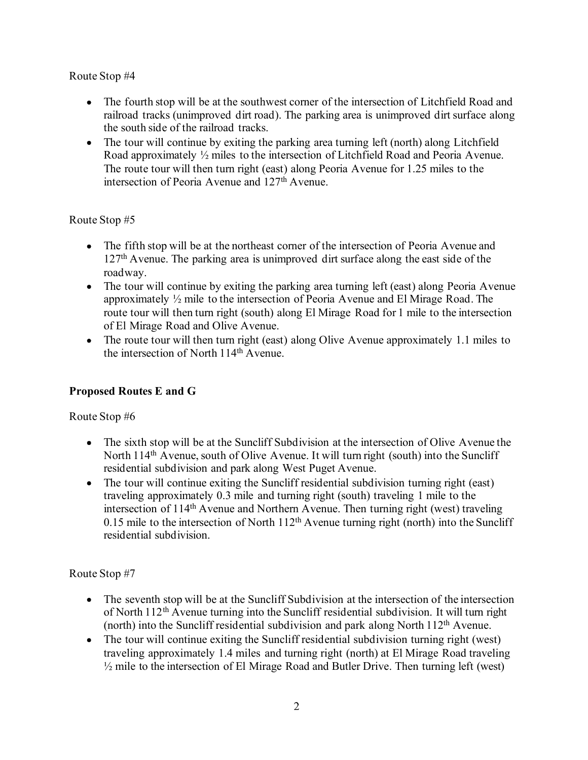Route Stop #4

- The fourth stop will be at the southwest corner of the intersection of Litchfield Road and railroad tracks (unimproved dirt road). The parking area is unimproved dirt surface along the south side of the railroad tracks.
- The tour will continue by exiting the parking area turning left (north) along Litchfield Road approximately ½ miles to the intersection of Litchfield Road and Peoria Avenue. The route tour will then turn right (east) along Peoria Avenue for 1.25 miles to the intersection of Peoria Avenue and 127th Avenue.

Route Stop #5

- The fifth stop will be at the northeast corner of the intersection of Peoria Avenue and 127th Avenue. The parking area is unimproved dirt surface along the east side of the roadway.
- The tour will continue by exiting the parking area turning left (east) along Peoria Avenue approximately ½ mile to the intersection of Peoria Avenue and El Mirage Road. The route tour will then turn right (south) along El Mirage Road for 1 mile to the intersection of El Mirage Road and Olive Avenue.
- The route tour will then turn right (east) along Olive Avenue approximately 1.1 miles to the intersection of North 114th Avenue.

**Proposed Routes E and G**

Route Stop #6

- The sixth stop will be at the Suncliff Subdivision at the intersection of Olive Avenue the North 114th Avenue, south of Olive Avenue. It will turn right (south) into the Suncliff residential subdivision and park along West Puget Avenue.
- The tour will continue exiting the Suncliff residential subdivision turning right (east) traveling approximately 0.3 mile and turning right (south) traveling 1 mile to the intersection of 114th Avenue and Northern Avenue. Then turning right (west) traveling 0.15 mile to the intersection of North 112th Avenue turning right (north) into the Suncliff residential subdivision.

Route Stop #7

- The seventh stop will be at the Suncliff Subdivision at the intersection of the intersection of North 112th Avenue turning into the Suncliff residential subdivision. It will turn right (north) into the Suncliff residential subdivision and park along North 112th Avenue.
- The tour will continue exiting the Suncliff residential subdivision turning right (west) traveling approximately 1.4 miles and turning right (north) at El Mirage Road traveling ½ mile to the intersection of El Mirage Road and Butler Drive. Then turning left (west)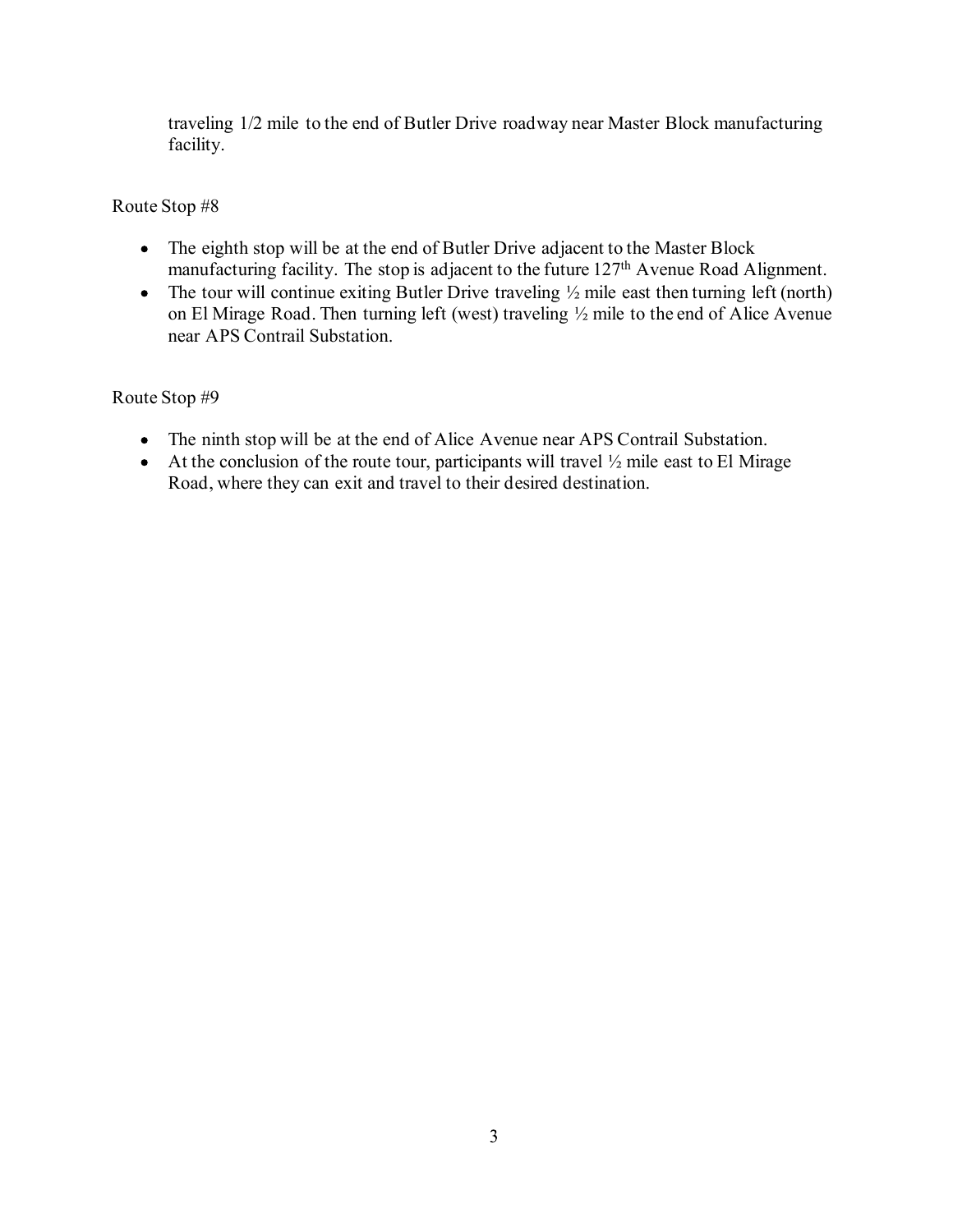traveling 1/2 mile to the end of Butler Drive roadway near Master Block manufacturing facility.

Route Stop #8

- The eighth stop will be at the end of Butler Drive adjacent to the Master Block manufacturing facility. The stop is adjacent to the future 127th Avenue Road Alignment.
- The tour will continue exiting Butler Drive traveling ½ mile east then turning left (north) on El Mirage Road. Then turning left (west) traveling ½ mile to the end of Alice Avenue near APS Contrail Substation.

Route Stop #9

- The ninth stop will be at the end of Alice Avenue near APS Contrail Substation.
- At the conclusion of the route tour, participants will travel ½ mile east to El Mirage Road, where they can exit and travel to their desired destination.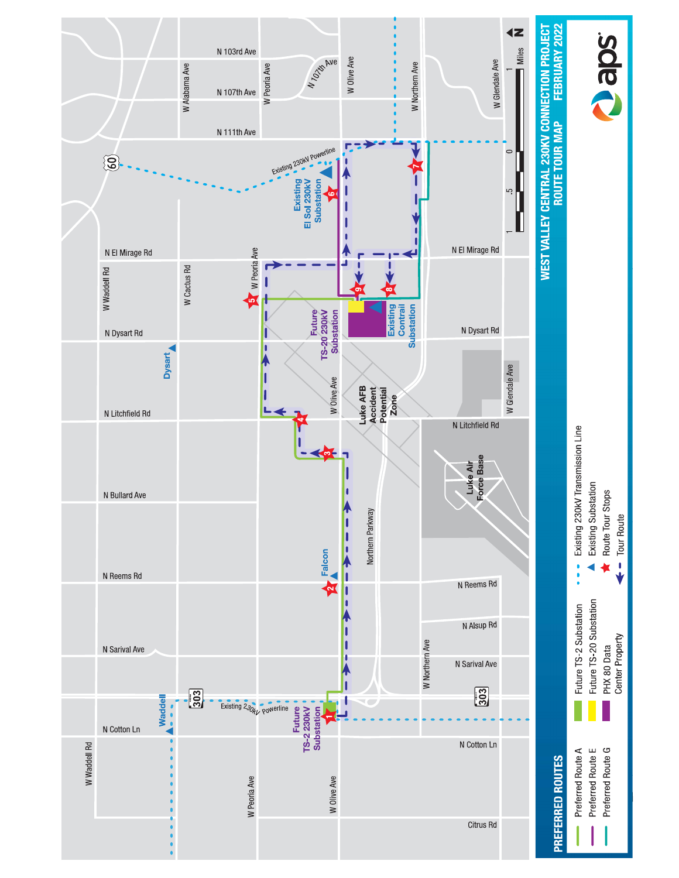# WEST VALLEY CENTRAL 230KV CONNECTION PROJECT ROUTE TOUR MAP

FEBRUARY 2022

## PREFERRED ROUTES

- Preferred Route A
- Preferred Route E
- Preferred Route G

Legend:

- Future TS-2 Substation
- Future TS-20 Substation
- PHX 80 Data Center Property
- Existing 230kV Transmission Line
- Existing Substation
- Route Tour Stops
- Tour Route

Map labels:

W Waddell Rd
W Peoria Ave
W Olive Ave
Citrus Rd
N Cotton Ln
N Sarival Ave
N Reems Rd
N Bullard Ave
N Litchfield Rd
N Dysart Rd
N El Mirage Rd
N 111th Ave
N 107th Ave
N 103rd Ave
W Alabama Ave
W Cactus Rd
N 107th Ave
W Northern Ave
N Alsup Rd
W Glendale Ave
Northern Parkway
303
60
Waddell
Dysart
Falcon
Existing 230kV Powerline
Future TS-2 230kV Substation
Future TS-20 230kV Substation
Existing Contrail Substation
Existing El Sol 230kV Substation
Luke AFB Accident Potential Zone
Luke Air Force Base

Miles: 1, .5, 0, 1

aps